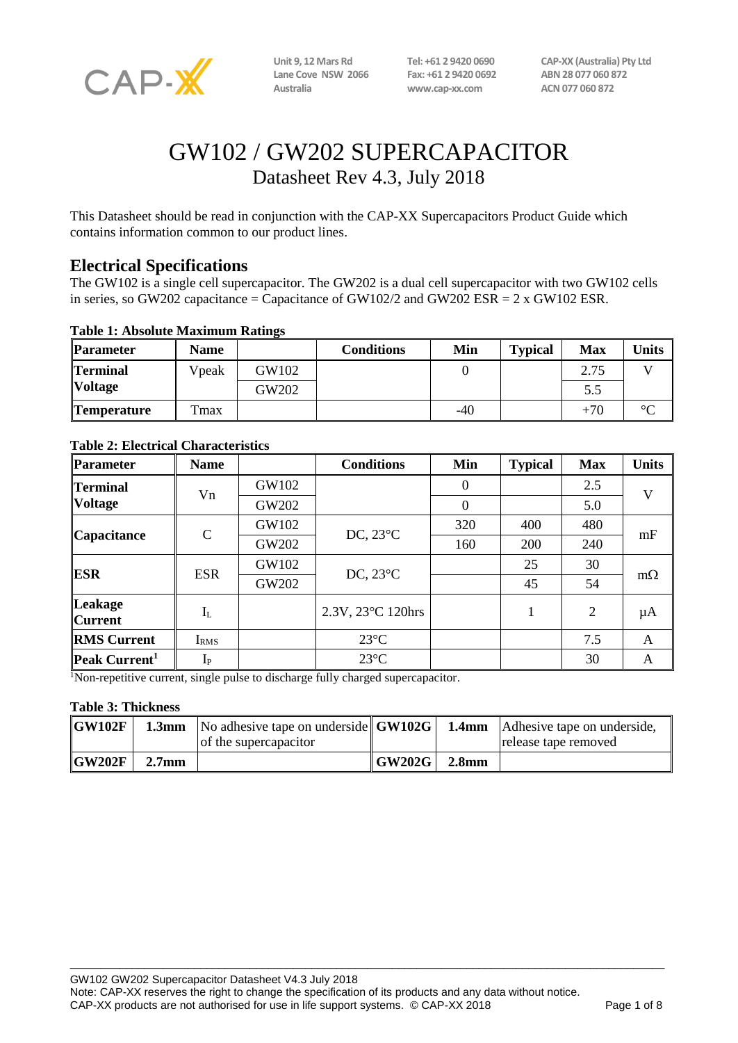CAP-XX

Unit 9, 12 Mars Rd
Lane Cove NSW 2066
Australia

Tel: +61 2 9420 0690
Fax: +61 2 9420 0692
www.cap-xx.com

CAP-XX (Australia) Pty Ltd
ABN 28 077 060 872
ACN 077 060 872

# GW102 / GW202 SUPERCAPACITOR

Datasheet Rev 4.3, July 2018

This Datasheet should be read in conjunction with the CAP-XX Supercapacitors Product Guide which contains information common to our product lines.

## Electrical Specifications

The GW102 is a single cell supercapacitor. The GW202 is a dual cell supercapacitor with two GW102 cells in series, so GW202 capacitance = Capacitance of GW102/2 and GW202 ESR = 2 x GW102 ESR.

**Table 1: Absolute Maximum Ratings**

| Parameter | Name | | Conditions | Min | Typical | Max | Units |
|---|---|---|---|---|---|---|---|
| **Terminal Voltage** | Vpeak | GW102 | | 0 | | 2.75 | V |
| | | GW202 | | | | 5.5 | |
| **Temperature** | Tmax | | | -40 | | +70 | °C |

**Table 2: Electrical Characteristics**

| Parameter | Name | | Conditions | Min | Typical | Max | Units |
|---|---|---|---|---|---|---|---|
| **Terminal Voltage** | Vn | GW102 | | 0 | | 2.5 | V |
| | | GW202 | | 0 | | 5.0 | |
| **Capacitance** | C | GW102 | DC, 23°C | 320 | 400 | 480 | mF |
| | | GW202 | | 160 | 200 | 240 | |
| **ESR** | ESR | GW102 | DC, 23°C | | 25 | 30 | mΩ |
| | | GW202 | | | 45 | 54 | |
| **Leakage Current** | $I_L$ | | 2.3V, 23°C 120hrs | | 1 | 2 | µA |
| **RMS Current** | $I_{RMS}$ | | 23°C | | | 7.5 | A |
| **Peak Current**[1] | $I_P$ | | 23°C | | | 30 | A |

[1]Non-repetitive current, single pulse to discharge fully charged supercapacitor.

**Table 3: Thickness**

| | | | | | |
|---|---|---|---|---|---|
| **GW102F** | **1.3mm** | No adhesive tape on underside of the supercapacitor | **GW102G** | **1.4mm** | Adhesive tape on underside, release tape removed |
| **GW202F** | **2.7mm** | | **GW202G** | **2.8mm** | |

GW102 GW202 Supercapacitor Datasheet V4.3 July 2018
Note: CAP-XX reserves the right to change the specification of its products and any data without notice.
CAP-XX products are not authorised for use in life support systems. © CAP-XX 2018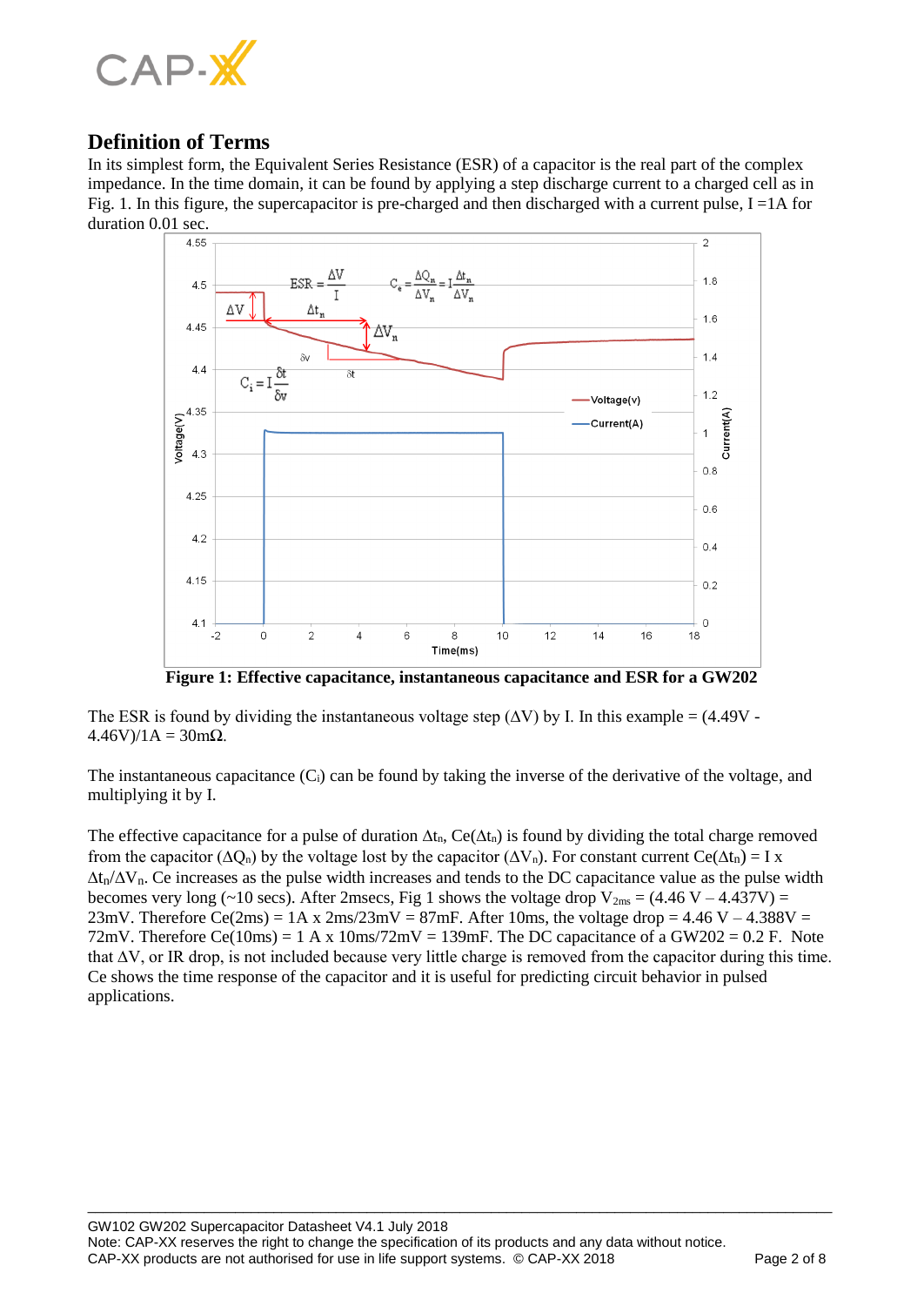## Definition of Terms

In its simplest form, the Equivalent Series Resistance (ESR) of a capacitor is the real part of the complex impedance. In the time domain, it can be found by applying a step discharge current to a charged cell as in Fig. 1. In this figure, the supercapacitor is pre-charged and then discharged with a current pulse, I =1A for duration 0.01 sec.

**Figure 1: Effective capacitance, instantaneous capacitance and ESR for a GW202**

The ESR is found by dividing the instantaneous voltage step ($\Delta V$) by I. In this example = (4.49V - 4.46V)/1A = 30mΩ.

The instantaneous capacitance ($C_i$) can be found by taking the inverse of the derivative of the voltage, and multiplying it by I.

The effective capacitance for a pulse of duration $\Delta t_n$, $Ce(\Delta t_n)$ is found by dividing the total charge removed from the capacitor ($\Delta Q_n$) by the voltage lost by the capacitor ($\Delta V_n$). For constant current $Ce(\Delta t_n) = I \times \Delta t_n/\Delta V_n$. Ce increases as the pulse width increases and tends to the DC capacitance value as the pulse width becomes very long (~10 secs). After 2msecs, Fig 1 shows the voltage drop $V_{2ms}$ = (4.46 V – 4.437V) = 23mV. Therefore Ce(2ms) = 1A x 2ms/23mV = 87mF. After 10ms, the voltage drop = 4.46 V – 4.388V = 72mV. Therefore Ce(10ms) = 1 A x 10ms/72mV = 139mF. The DC capacitance of a GW202 = 0.2 F. Note that $\Delta V$, or IR drop, is not included because very little charge is removed from the capacitor during this time. Ce shows the time response of the capacitor and it is useful for predicting circuit behavior in pulsed applications.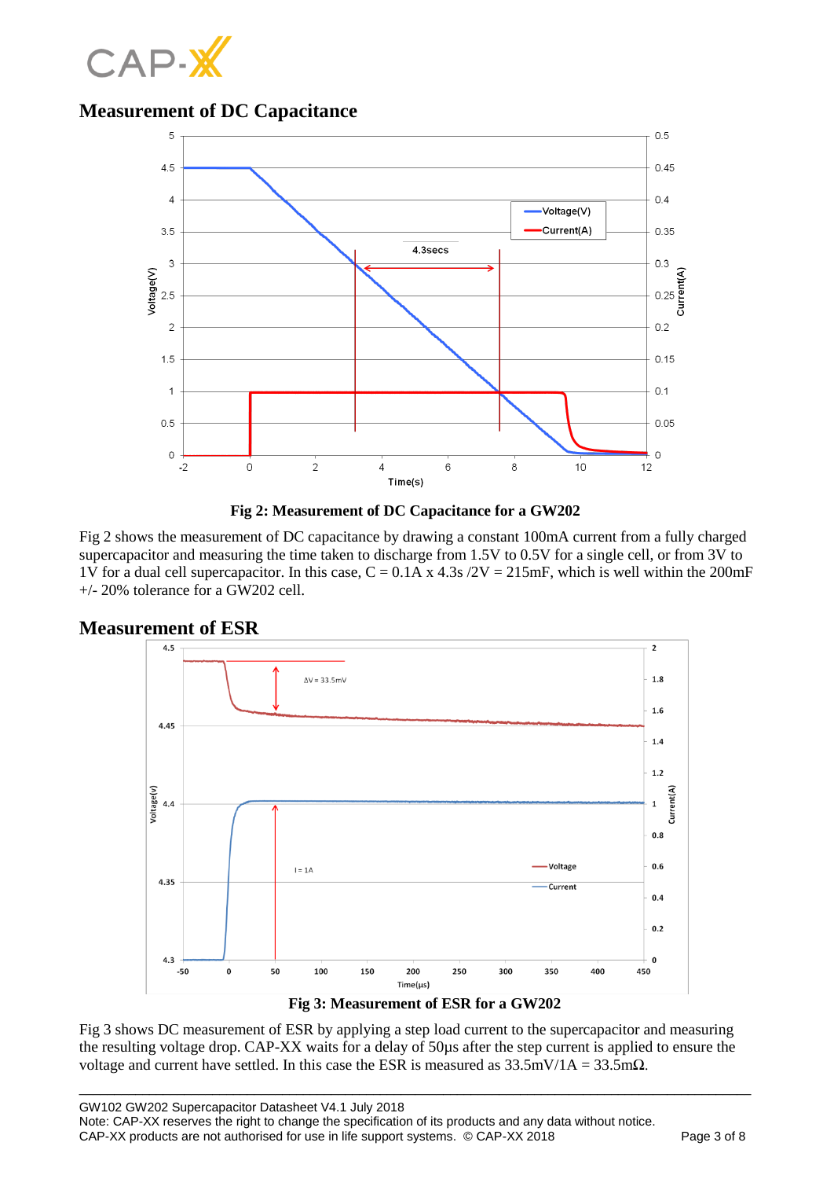## Measurement of DC Capacitance

Fig 2: Measurement of DC Capacitance for a GW202

Fig 2 shows the measurement of DC capacitance by drawing a constant 100mA current from a fully charged supercapacitor and measuring the time taken to discharge from 1.5V to 0.5V for a single cell, or from 3V to 1V for a dual cell supercapacitor. In this case, C = 0.1A x 4.3s /2V = 215mF, which is well within the 200mF +/- 20% tolerance for a GW202 cell.

## Measurement of ESR

Fig 3: Measurement of ESR for a GW202

Fig 3 shows DC measurement of ESR by applying a step load current to the supercapacitor and measuring the resulting voltage drop. CAP-XX waits for a delay of 50µs after the step current is applied to ensure the voltage and current have settled. In this case the ESR is measured as 33.5mV/1A = 33.5mΩ.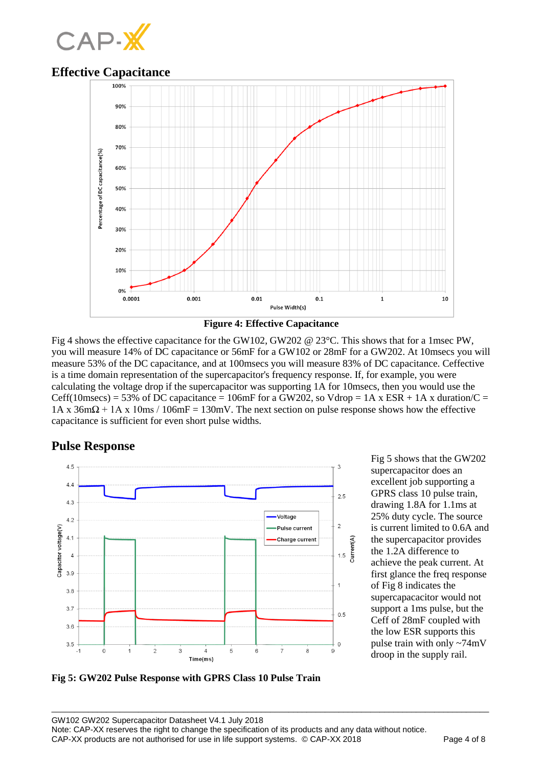## Effective Capacitance

**Figure 4: Effective Capacitance**

Fig 4 shows the effective capacitance for the GW102, GW202 @ 23°C. This shows that for a 1msec PW, you will measure 14% of DC capacitance or 56mF for a GW102 or 28mF for a GW202. At 10msecs you will measure 53% of the DC capacitance, and at 100msecs you will measure 83% of DC capacitance. Ceffective is a time domain representation of the supercapacitor's frequency response. If, for example, you were calculating the voltage drop if the supercapacitor was supporting 1A for 10msecs, then you would use the Ceff(10msecs) = 53% of DC capacitance = 106mF for a GW202, so Vdrop = 1A x ESR + 1A x duration/C = 1A x 36mΩ + 1A x 10ms / 106mF = 130mV. The next section on pulse response shows how the effective capacitance is sufficient for even short pulse widths.

## Pulse Response

Fig 5 shows that the GW202 supercapacitor does an excellent job supporting a GPRS class 10 pulse train, drawing 1.8A for 1.1ms at 25% duty cycle. The source is current limited to 0.6A and the supercapacitor provides the 1.2A difference to achieve the peak current. At first glance the freq response of Fig 8 indicates the supercapacitor would not support a 1ms pulse, but the Ceff of 28mF coupled with the low ESR supports this pulse train with only ~74mV droop in the supply rail.

**Fig 5: GW202 Pulse Response with GPRS Class 10 Pulse Train**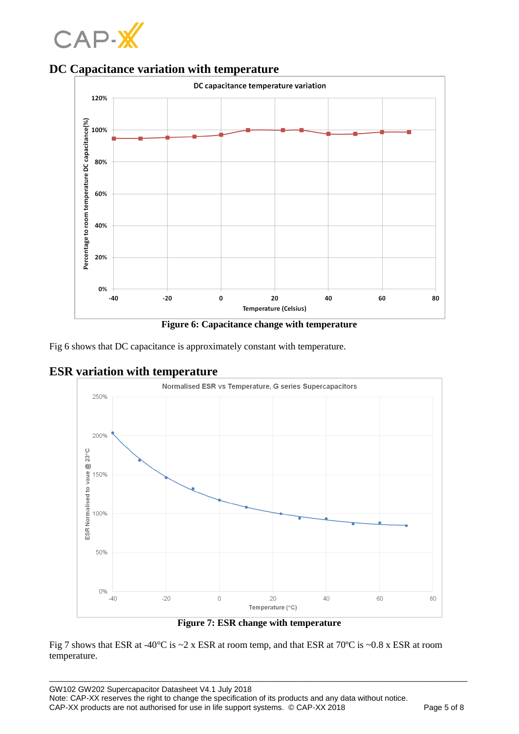## DC Capacitance variation with temperature

Figure 6: Capacitance change with temperature

Fig 6 shows that DC capacitance is approximately constant with temperature.

## ESR variation with temperature

Figure 7: ESR change with temperature

Fig 7 shows that ESR at -40°C is ~2 x ESR at room temp, and that ESR at 70ºC is ~0.8 x ESR at room temperature.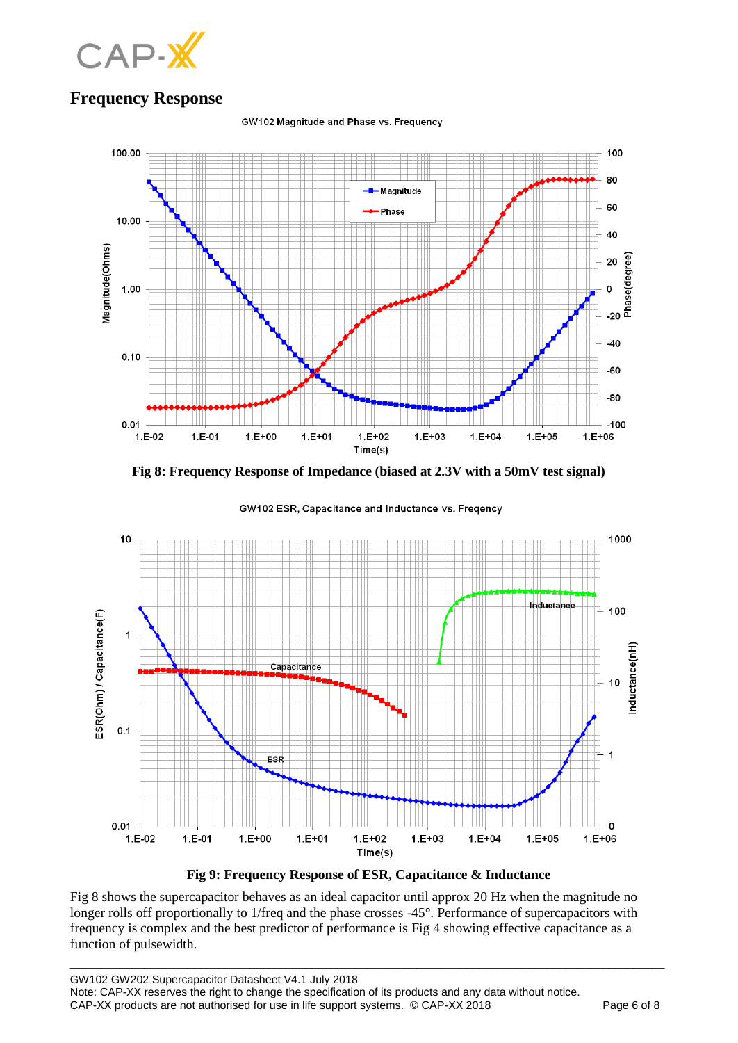## Frequency Response

Fig 8: Frequency Response of Impedance (biased at 2.3V with a 50mV test signal)

Fig 9: Frequency Response of ESR, Capacitance & Inductance

Fig 8 shows the supercapacitor behaves as an ideal capacitor until approx 20 Hz when the magnitude no longer rolls off proportionally to 1/freq and the phase crosses -45°. Performance of supercapacitors with frequency is complex and the best predictor of performance is Fig 4 showing effective capacitance as a function of pulsewidth.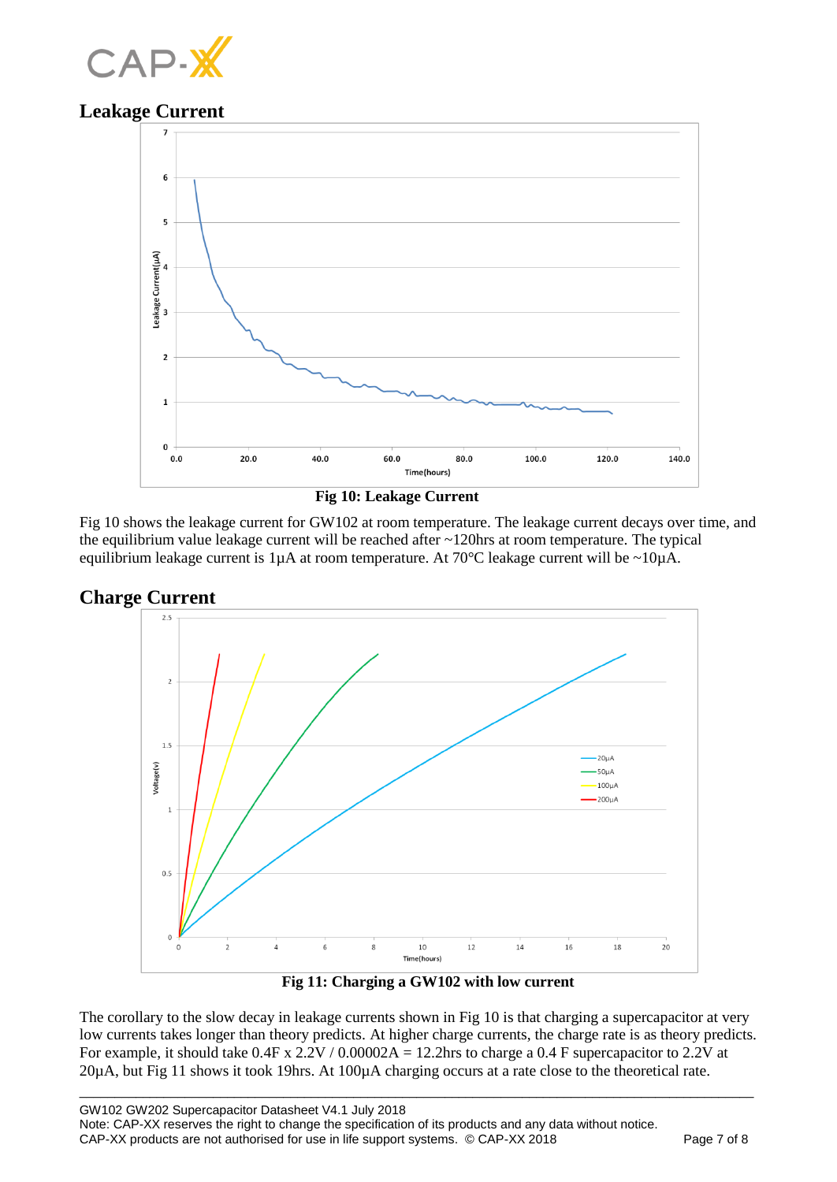## Leakage Current

Fig 10: Leakage Current

Fig 10 shows the leakage current for GW102 at room temperature. The leakage current decays over time, and the equilibrium value leakage current will be reached after ~120hrs at room temperature. The typical equilibrium leakage current is 1µA at room temperature. At 70°C leakage current will be ~10µA.

## Charge Current

Fig 11: Charging a GW102 with low current

The corollary to the slow decay in leakage currents shown in Fig 10 is that charging a supercapacitor at very low currents takes longer than theory predicts. At higher charge currents, the charge rate is as theory predicts. For example, it should take 0.4F x 2.2V / 0.00002A = 12.2hrs to charge a 0.4 F supercapacitor to 2.2V at 20µA, but Fig 11 shows it took 19hrs. At 100µA charging occurs at a rate close to the theoretical rate.

GW102 GW202 Supercapacitor Datasheet V4.1 July 2018
Note: CAP-XX reserves the right to change the specification of its products and any data without notice.
CAP-XX products are not authorised for use in life support systems. © CAP-XX 2018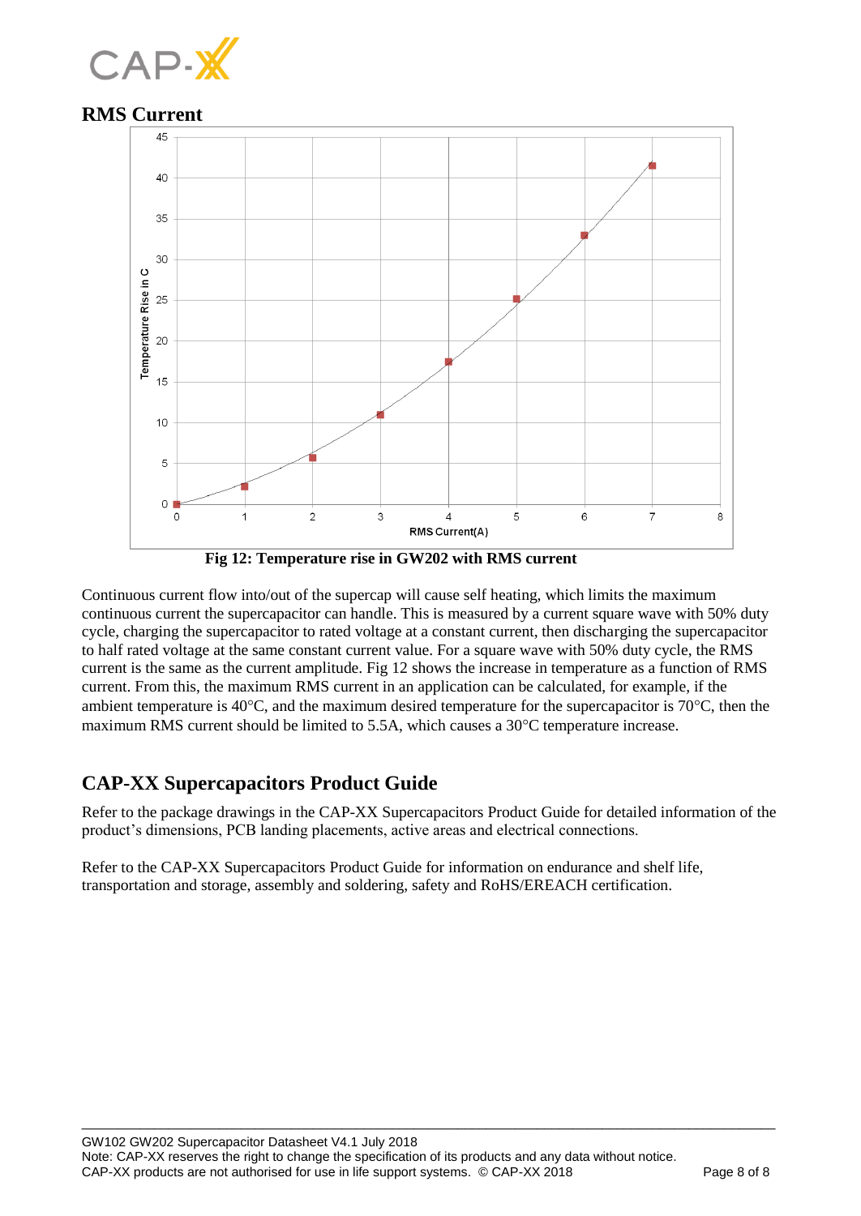## RMS Current

Temperature Rise in C

45
40
35
30
25
20
15
10
5
0

0 1 2 3 4 5 6 7 8

RMS Current(A)

**Fig 12: Temperature rise in GW202 with RMS current**

Continuous current flow into/out of the supercap will cause self heating, which limits the maximum continuous current the supercapacitor can handle. This is measured by a current square wave with 50% duty cycle, charging the supercapacitor to rated voltage at a constant current, then discharging the supercapacitor to half rated voltage at the same constant current value. For a square wave with 50% duty cycle, the RMS current is the same as the current amplitude. Fig 12 shows the increase in temperature as a function of RMS current. From this, the maximum RMS current in an application can be calculated, for example, if the ambient temperature is 40°C, and the maximum desired temperature for the supercapacitor is 70°C, then the maximum RMS current should be limited to 5.5A, which causes a 30°C temperature increase.

## CAP-XX Supercapacitors Product Guide

Refer to the package drawings in the CAP-XX Supercapacitors Product Guide for detailed information of the product's dimensions, PCB landing placements, active areas and electrical connections.

Refer to the CAP-XX Supercapacitors Product Guide for information on endurance and shelf life, transportation and storage, assembly and soldering, safety and RoHS/EREACH certification.